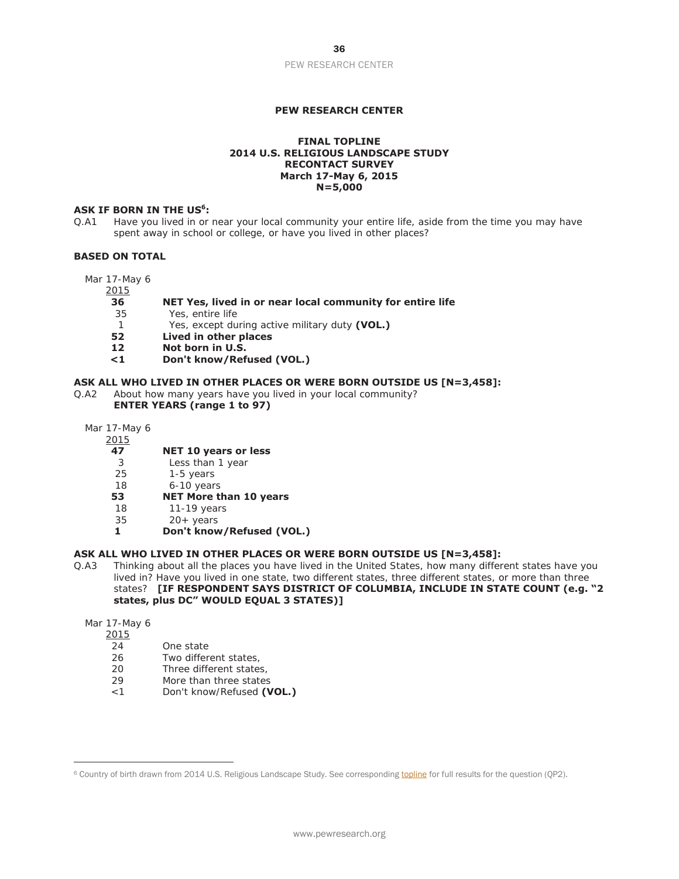**PEW RESEARCH CENTER**

**FINAL TOPLINE**
**2014 U.S. RELIGIOUS LANDSCAPE STUDY**
**RECONTACT SURVEY**
**March 17-May 6, 2015**
**N=5,000**

**ASK IF BORN IN THE US[6]:**

Q.A1 Have you lived in or near your local community your entire life, aside from the time you may have spent away in school or college, or have you lived in other places?

**BASED ON TOTAL**

| Mar 17-May 6 2015 | |
|---|---|
| **36** | **NET Yes, lived in or near local community for entire life** |
| 35 | Yes, entire life |
| 1 | Yes, except during active military duty **(VOL.)** |
| **52** | **Lived in other places** |
| **12** | **Not born in U.S.** |
| **<1** | **Don't know/Refused (VOL.)** |

**ASK ALL WHO LIVED IN OTHER PLACES OR WERE BORN OUTSIDE US [N=3,458]:**

Q.A2 About how many years have you lived in your local community?
**ENTER YEARS (range 1 to 97)**

| Mar 17-May 6 2015 | |
|---|---|
| **47** | **NET 10 years or less** |
| 3 | Less than 1 year |
| 25 | 1-5 years |
| 18 | 6-10 years |
| **53** | **NET More than 10 years** |
| 18 | 11-19 years |
| 35 | 20+ years |
| **1** | **Don't know/Refused (VOL.)** |

**ASK ALL WHO LIVED IN OTHER PLACES OR WERE BORN OUTSIDE US [N=3,458]:**

Q.A3 Thinking about all the places you have lived in the United States, how many different states have you lived in? Have you lived in one state, two different states, three different states, or more than three states? **[IF RESPONDENT SAYS DISTRICT OF COLUMBIA, INCLUDE IN STATE COUNT (e.g. "2 states, plus DC" WOULD EQUAL 3 STATES)]**

| Mar 17-May 6 2015 | |
|---|---|
| 24 | One state |
| 26 | Two different states, |
| 20 | Three different states, |
| 29 | More than three states |
| <1 | Don't know/Refused **(VOL.)** |

---

[6] Country of birth drawn from 2014 U.S. Religious Landscape Study. See corresponding topline for full results for the question (QP2).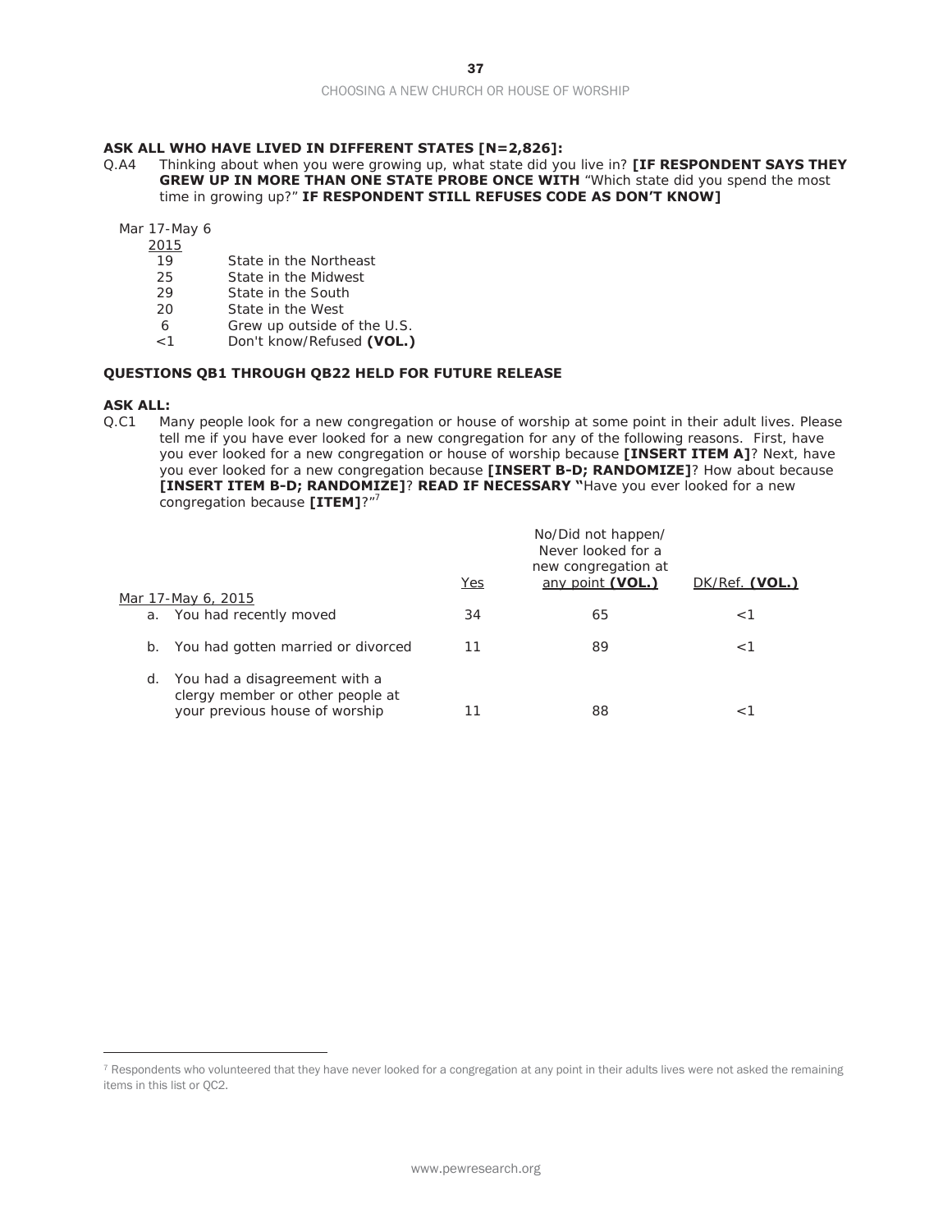**ASK ALL WHO HAVE LIVED IN DIFFERENT STATES [N=2,826]:**

Q.A4 Thinking about when you were growing up, what state did you live in? **[IF RESPONDENT SAYS THEY GREW UP IN MORE THAN ONE STATE PROBE ONCE WITH** "Which state did you spend the most time in growing up?" **IF RESPONDENT STILL REFUSES CODE AS DON'T KNOW]**

| Mar 17-May 6 2015 | |
|---|---|
| 19 | State in the Northeast |
| 25 | State in the Midwest |
| 29 | State in the South |
| 20 | State in the West |
| 6 | Grew up outside of the U.S. |
| <1 | Don't know/Refused **(VOL.)** |

**QUESTIONS QB1 THROUGH QB22 HELD FOR FUTURE RELEASE**

**ASK ALL:**

Q.C1 Many people look for a new congregation or house of worship at some point in their adult lives. Please tell me if you have ever looked for a new congregation for any of the following reasons. First, have you ever looked for a new congregation or house of worship because **[INSERT ITEM A]**? Next, have you ever looked for a new congregation because **[INSERT B-D; RANDOMIZE]**? How about because **[INSERT ITEM B-D; RANDOMIZE]**? **READ IF NECESSARY "**Have you ever looked for a new congregation because **[ITEM]**?"[7]

| Mar 17-May 6, 2015 | Yes | No/Did not happen/ Never looked for a new congregation at any point **(VOL.)** | DK/Ref. **(VOL.)** |
|---|---|---|---|
| a. You had recently moved | 34 | 65 | <1 |
| b. You had gotten married or divorced | 11 | 89 | <1 |
| d. You had a disagreement with a clergy member or other people at your previous house of worship | 11 | 88 | <1 |

[7] Respondents who volunteered that they have never looked for a congregation at any point in their adults lives were not asked the remaining items in this list or QC2.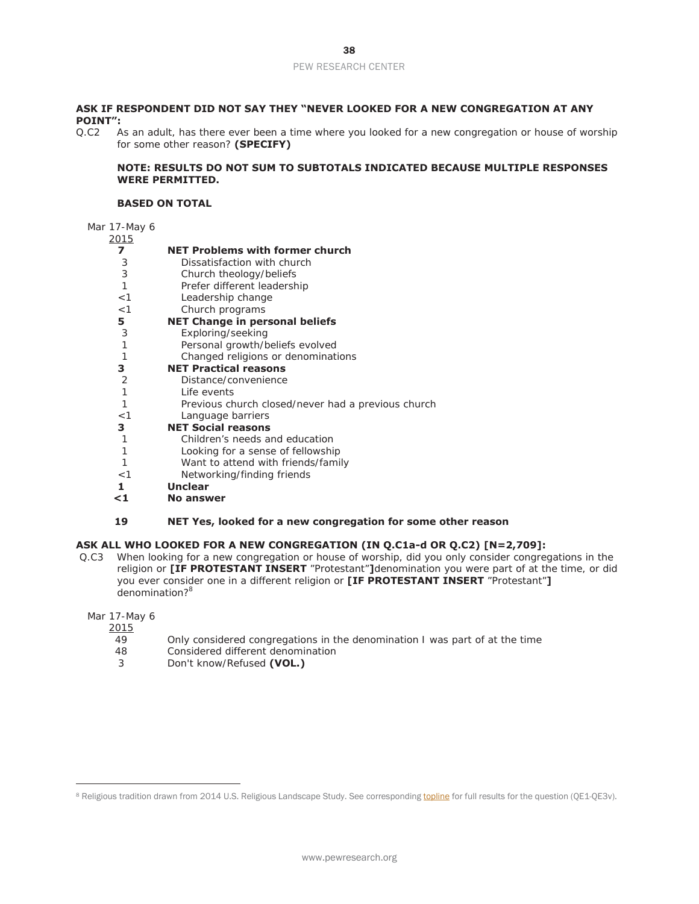**ASK IF RESPONDENT DID NOT SAY THEY "NEVER LOOKED FOR A NEW CONGREGATION AT ANY POINT":**

Q.C2 As an adult, has there ever been a time where you looked for a new congregation or house of worship for some other reason? **(SPECIFY)**

**NOTE: RESULTS DO NOT SUM TO SUBTOTALS INDICATED BECAUSE MULTIPLE RESPONSES WERE PERMITTED.**

**BASED ON TOTAL**

| Mar 17-May 6 2015 | |
|---|---|
| **7** | **NET Problems with former church** |
| 3 | Dissatisfaction with church |
| 3 | Church theology/beliefs |
| 1 | Prefer different leadership |
| <1 | Leadership change |
| <1 | Church programs |
| **5** | **NET Change in personal beliefs** |
| 3 | Exploring/seeking |
| 1 | Personal growth/beliefs evolved |
| 1 | Changed religions or denominations |
| **3** | **NET Practical reasons** |
| 2 | Distance/convenience |
| 1 | Life events |
| 1 | Previous church closed/never had a previous church |
| <1 | Language barriers |
| **3** | **NET Social reasons** |
| 1 | Children's needs and education |
| 1 | Looking for a sense of fellowship |
| 1 | Want to attend with friends/family |
| <1 | Networking/finding friends |
| **1** | **Unclear** |
| **<1** | **No answer** |
| | |
| **19** | **NET Yes, looked for a new congregation for some other reason** |

**ASK ALL WHO LOOKED FOR A NEW CONGREGATION (IN Q.C1a-d OR Q.C2) [N=2,709]:**

Q.C3 When looking for a new congregation or house of worship, did you only consider congregations in the religion or **[IF PROTESTANT INSERT** "Protestant"**]**denomination you were part of at the time, or did you ever consider one in a different religion or **[IF PROTESTANT INSERT** "Protestant"**]** denomination?[8]

| Mar 17-May 6 2015 | |
|---|---|
| 49 | Only considered congregations in the denomination I was part of at the time |
| 48 | Considered different denomination |
| 3 | Don't know/Refused **(VOL.)** |

[8] Religious tradition drawn from 2014 U.S. Religious Landscape Study. See corresponding topline for full results for the question (QE1-QE3v).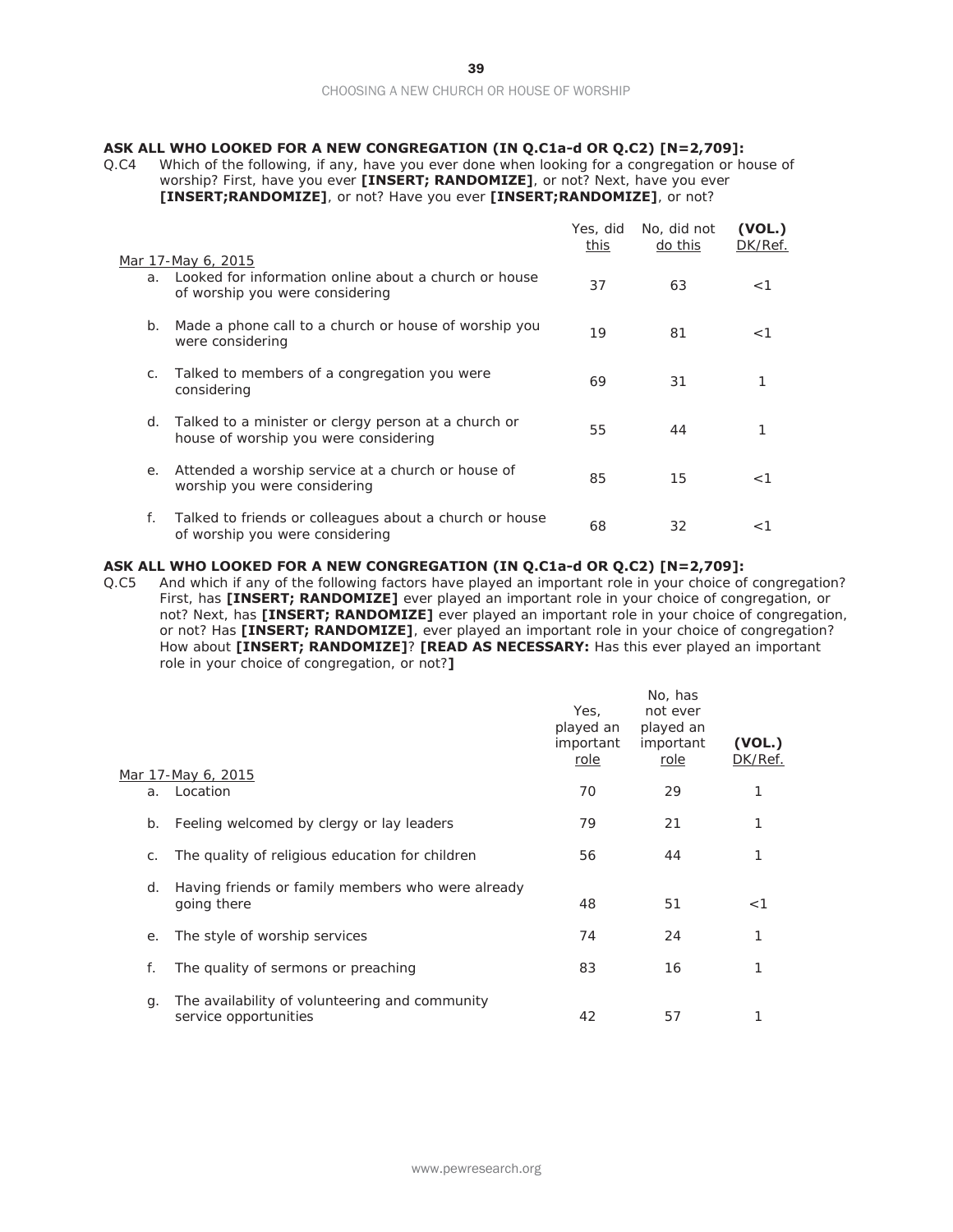**ASK ALL WHO LOOKED FOR A NEW CONGREGATION (IN Q.C1a-d OR Q.C2) [N=2,709]:**

Q.C4 Which of the following, if any, have you ever done when looking for a congregation or house of worship? First, have you ever **[INSERT; RANDOMIZE]**, or not? Next, have you ever **[INSERT;RANDOMIZE]**, or not? Have you ever **[INSERT;RANDOMIZE]**, or not?

| Mar 17-May 6, 2015 | Yes, did this | No, did not do this | (VOL.) DK/Ref. |
|---|---|---|---|
| a. Looked for information online about a church or house of worship you were considering | 37 | 63 | <1 |
| b. Made a phone call to a church or house of worship you were considering | 19 | 81 | <1 |
| c. Talked to members of a congregation you were considering | 69 | 31 | 1 |
| d. Talked to a minister or clergy person at a church or house of worship you were considering | 55 | 44 | 1 |
| e. Attended a worship service at a church or house of worship you were considering | 85 | 15 | <1 |
| f. Talked to friends or colleagues about a church or house of worship you were considering | 68 | 32 | <1 |

**ASK ALL WHO LOOKED FOR A NEW CONGREGATION (IN Q.C1a-d OR Q.C2) [N=2,709]:**

Q.C5 And which if any of the following factors have played an important role in your choice of congregation? First, has **[INSERT; RANDOMIZE]** ever played an important role in your choice of congregation, or not? Next, has **[INSERT; RANDOMIZE]** ever played an important role in your choice of congregation, or not? Has **[INSERT; RANDOMIZE]**, ever played an important role in your choice of congregation? How about **[INSERT; RANDOMIZE]**? **[READ AS NECESSARY:** Has this ever played an important role in your choice of congregation, or not?**]**

| Mar 17-May 6, 2015 | Yes, played an important role | No, has not ever played an important role | (VOL.) DK/Ref. |
|---|---|---|---|
| a. Location | 70 | 29 | 1 |
| b. Feeling welcomed by clergy or lay leaders | 79 | 21 | 1 |
| c. The quality of religious education for children | 56 | 44 | 1 |
| d. Having friends or family members who were already going there | 48 | 51 | <1 |
| e. The style of worship services | 74 | 24 | 1 |
| f. The quality of sermons or preaching | 83 | 16 | 1 |
| g. The availability of volunteering and community service opportunities | 42 | 57 | 1 |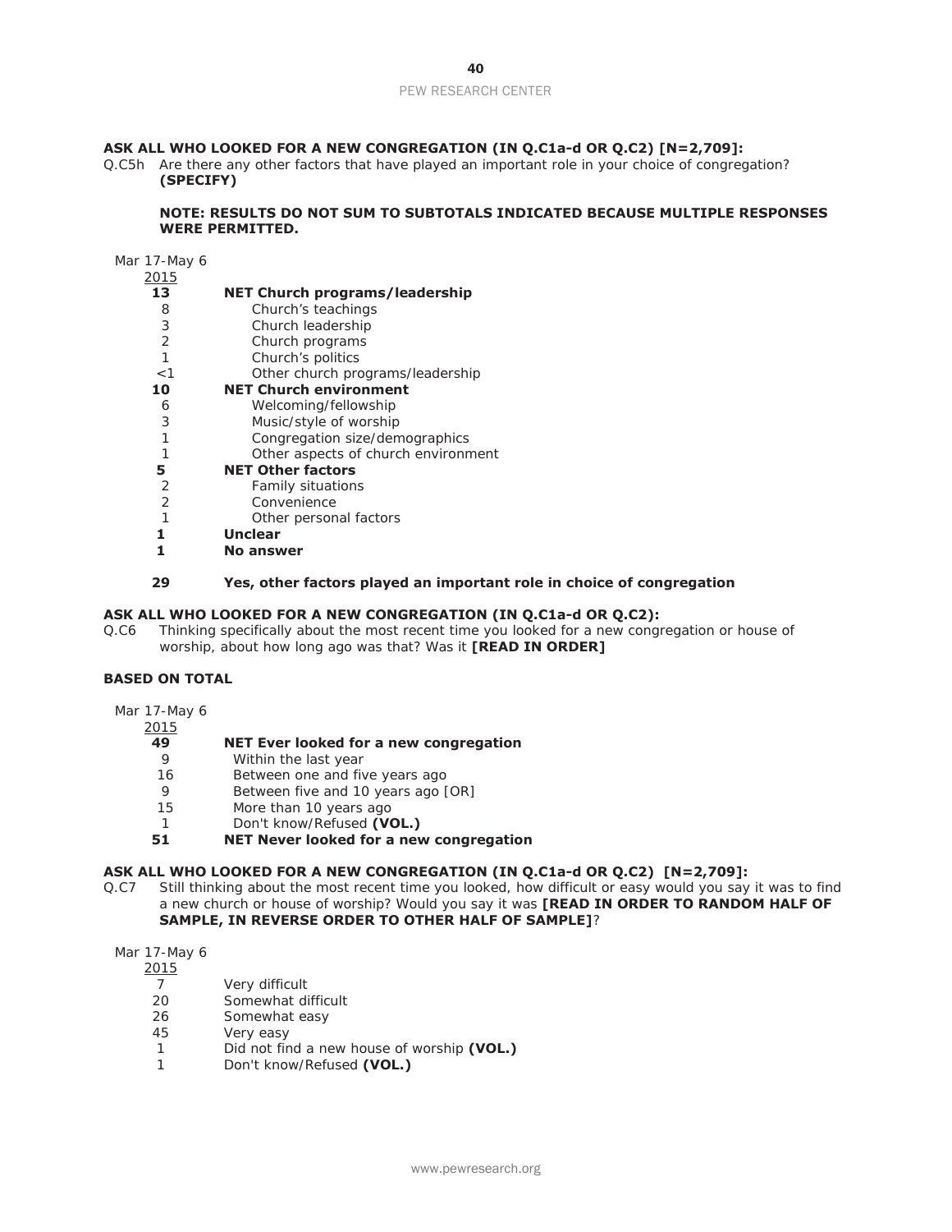**ASK ALL WHO LOOKED FOR A NEW CONGREGATION (IN Q.C1a-d OR Q.C2) [N=2,709]:**

Q.C5h Are there any other factors that have played an important role in your choice of congregation? **(SPECIFY)**

**NOTE: RESULTS DO NOT SUM TO SUBTOTALS INDICATED BECAUSE MULTIPLE RESPONSES WERE PERMITTED.**

| Mar 17-May 6 2015 | |
|---|---|
| **13** | **NET Church programs/leadership** |
| 8 | Church's teachings |
| 3 | Church leadership |
| 2 | Church programs |
| 1 | Church's politics |
| <1 | Other church programs/leadership |
| **10** | **NET Church environment** |
| 6 | Welcoming/fellowship |
| 3 | Music/style of worship |
| 1 | Congregation size/demographics |
| 1 | Other aspects of church environment |
| **5** | **NET Other factors** |
| 2 | Family situations |
| 2 | Convenience |
| 1 | Other personal factors |
| **1** | **Unclear** |
| **1** | **No answer** |
| | |
| **29** | **Yes, other factors played an important role in choice of congregation** |

**ASK ALL WHO LOOKED FOR A NEW CONGREGATION (IN Q.C1a-d OR Q.C2):**

Q.C6 Thinking specifically about the most recent time you looked for a new congregation or house of worship, about how long ago was that? Was it **[READ IN ORDER]**

**BASED ON TOTAL**

| Mar 17-May 6 2015 | |
|---|---|
| **49** | **NET Ever looked for a new congregation** |
| 9 | Within the last year |
| 16 | Between one and five years ago |
| 9 | Between five and 10 years ago [OR] |
| 15 | More than 10 years ago |
| 1 | Don't know/Refused **(VOL.)** |
| **51** | **NET Never looked for a new congregation** |

**ASK ALL WHO LOOKED FOR A NEW CONGREGATION (IN Q.C1a-d OR Q.C2) [N=2,709]:**

Q.C7 Still thinking about the most recent time you looked, how difficult or easy would you say it was to find a new church or house of worship? Would you say it was **[READ IN ORDER TO RANDOM HALF OF SAMPLE, IN REVERSE ORDER TO OTHER HALF OF SAMPLE]**?

| Mar 17-May 6 2015 | |
|---|---|
| 7 | Very difficult |
| 20 | Somewhat difficult |
| 26 | Somewhat easy |
| 45 | Very easy |
| 1 | Did not find a new house of worship **(VOL.)** |
| 1 | Don't know/Refused **(VOL.)** |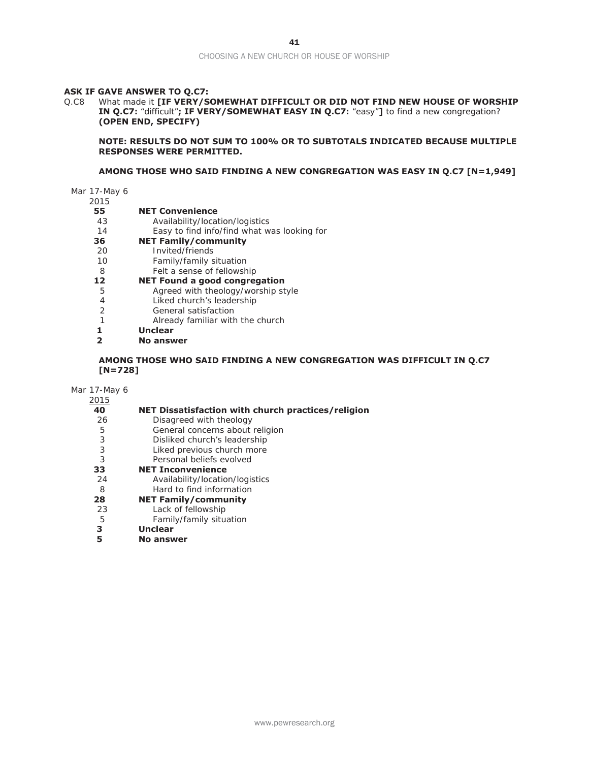**ASK IF GAVE ANSWER TO Q.C7:**

Q.C8 What made it **[IF VERY/SOMEWHAT DIFFICULT OR DID NOT FIND NEW HOUSE OF WORSHIP IN Q.C7:** "difficult"**; IF VERY/SOMEWHAT EASY IN Q.C7:** "easy"**]** to find a new congregation? **(OPEN END, SPECIFY)**

**NOTE: RESULTS DO NOT SUM TO 100% OR TO SUBTOTALS INDICATED BECAUSE MULTIPLE RESPONSES WERE PERMITTED.**

**AMONG THOSE WHO SAID FINDING A NEW CONGREGATION WAS EASY IN Q.C7 [N=1,949]**

| Mar 17-May 6 2015 | |
|---|---|
| **55** | **NET Convenience** |
| 43 | Availability/location/logistics |
| 14 | Easy to find info/find what was looking for |
| **36** | **NET Family/community** |
| 20 | Invited/friends |
| 10 | Family/family situation |
| 8 | Felt a sense of fellowship |
| **12** | **NET Found a good congregation** |
| 5 | Agreed with theology/worship style |
| 4 | Liked church's leadership |
| 2 | General satisfaction |
| 1 | Already familiar with the church |
| **1** | **Unclear** |
| **2** | **No answer** |

**AMONG THOSE WHO SAID FINDING A NEW CONGREGATION WAS DIFFICULT IN Q.C7 [N=728]**

| Mar 17-May 6 2015 | |
|---|---|
| **40** | **NET Dissatisfaction with church practices/religion** |
| 26 | Disagreed with theology |
| 5 | General concerns about religion |
| 3 | Disliked church's leadership |
| 3 | Liked previous church more |
| 3 | Personal beliefs evolved |
| **33** | **NET Inconvenience** |
| 24 | Availability/location/logistics |
| 8 | Hard to find information |
| **28** | **NET Family/community** |
| 23 | Lack of fellowship |
| 5 | Family/family situation |
| **3** | **Unclear** |
| **5** | **No answer** |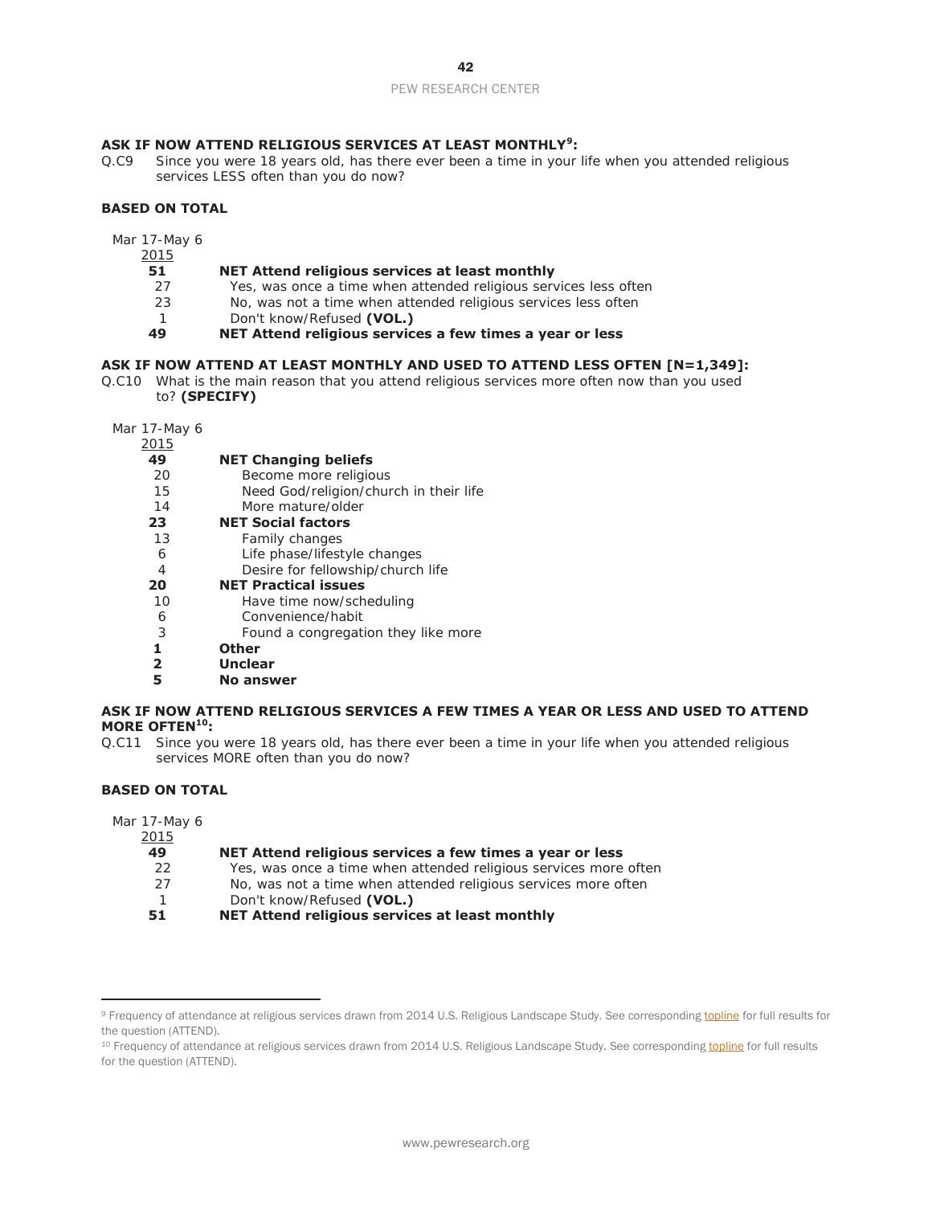**ASK IF NOW ATTEND RELIGIOUS SERVICES AT LEAST MONTHLY[9]:**

Q.C9 Since you were 18 years old, has there ever been a time in your life when you attended religious services LESS often than you do now?

**BASED ON TOTAL**

| Mar 17-May 6 2015 | |
|---|---|
| **51** | **NET Attend religious services at least monthly** |
| 27 | Yes, was once a time when attended religious services less often |
| 23 | No, was not a time when attended religious services less often |
| 1 | Don't know/Refused **(VOL.)** |
| **49** | **NET Attend religious services a few times a year or less** |

**ASK IF NOW ATTEND AT LEAST MONTHLY AND USED TO ATTEND LESS OFTEN [N=1,349]:**

Q.C10 What is the main reason that you attend religious services more often now than you used to? **(SPECIFY)**

| Mar 17-May 6 2015 | |
|---|---|
| **49** | **NET Changing beliefs** |
| 20 | Become more religious |
| 15 | Need God/religion/church in their life |
| 14 | More mature/older |
| **23** | **NET Social factors** |
| 13 | Family changes |
| 6 | Life phase/lifestyle changes |
| 4 | Desire for fellowship/church life |
| **20** | **NET Practical issues** |
| 10 | Have time now/scheduling |
| 6 | Convenience/habit |
| 3 | Found a congregation they like more |
| **1** | **Other** |
| **2** | **Unclear** |
| **5** | **No answer** |

**ASK IF NOW ATTEND RELIGIOUS SERVICES A FEW TIMES A YEAR OR LESS AND USED TO ATTEND MORE OFTEN[10]:**

Q.C11 Since you were 18 years old, has there ever been a time in your life when you attended religious services MORE often than you do now?

**BASED ON TOTAL**

| Mar 17-May 6 2015 | |
|---|---|
| **49** | **NET Attend religious services a few times a year or less** |
| 22 | Yes, was once a time when attended religious services more often |
| 27 | No, was not a time when attended religious services more often |
| 1 | Don't know/Refused **(VOL.)** |
| **51** | **NET Attend religious services at least monthly** |

---

[9] Frequency of attendance at religious services drawn from 2014 U.S. Religious Landscape Study. See corresponding topline for full results for the question (ATTEND).

[10] Frequency of attendance at religious services drawn from 2014 U.S. Religious Landscape Study. See corresponding topline for full results for the question (ATTEND).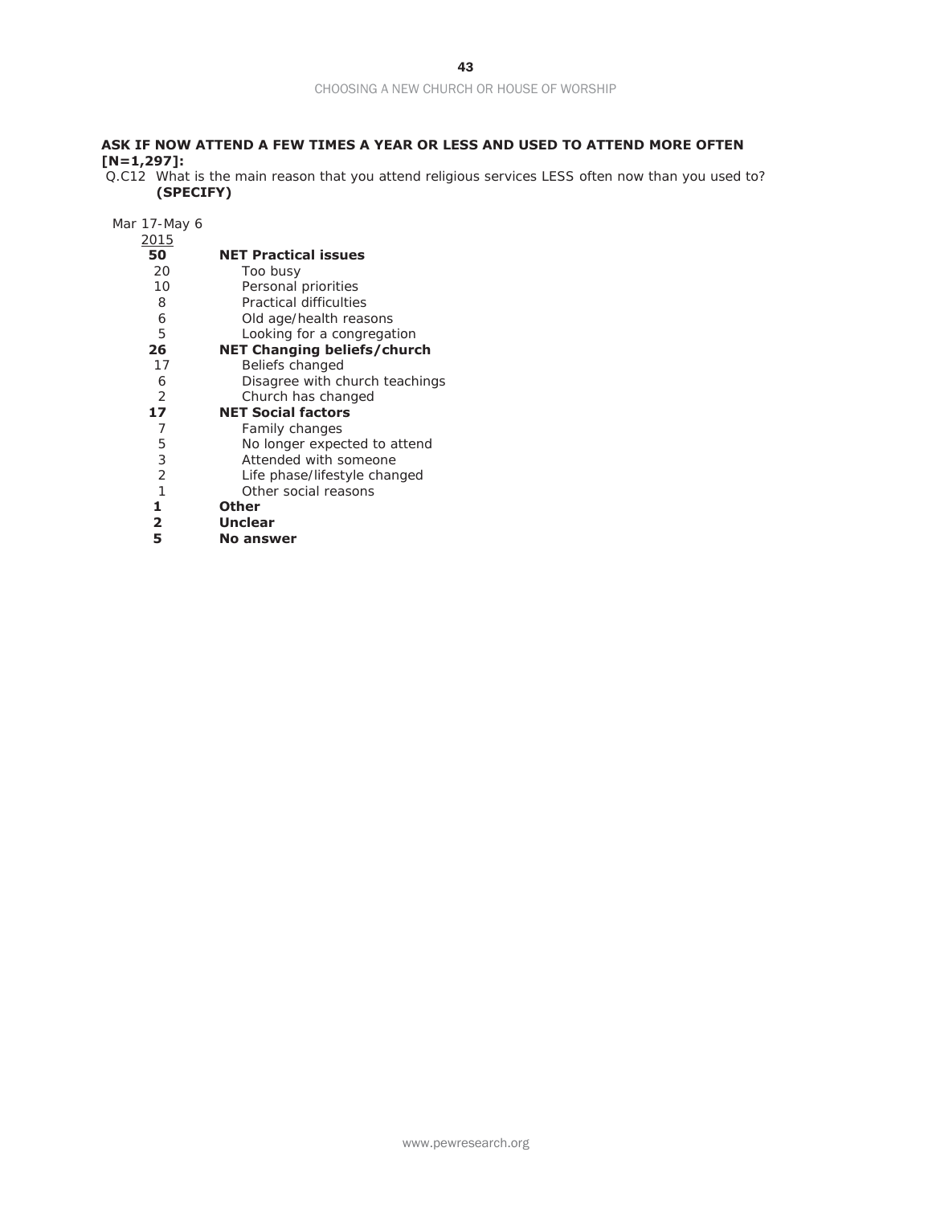**ASK IF NOW ATTEND A FEW TIMES A YEAR OR LESS AND USED TO ATTEND MORE OFTEN [N=1,297]:**

Q.C12 What is the main reason that you attend religious services LESS often now than you used to? **(SPECIFY)**

| Mar 17-May 6 2015 | |
|---|---|
| **50** | **NET Practical issues** |
| 20 | Too busy |
| 10 | Personal priorities |
| 8 | Practical difficulties |
| 6 | Old age/health reasons |
| 5 | Looking for a congregation |
| **26** | **NET Changing beliefs/church** |
| 17 | Beliefs changed |
| 6 | Disagree with church teachings |
| 2 | Church has changed |
| **17** | **NET Social factors** |
| 7 | Family changes |
| 5 | No longer expected to attend |
| 3 | Attended with someone |
| 2 | Life phase/lifestyle changed |
| 1 | Other social reasons |
| **1** | **Other** |
| **2** | **Unclear** |
| **5** | **No answer** |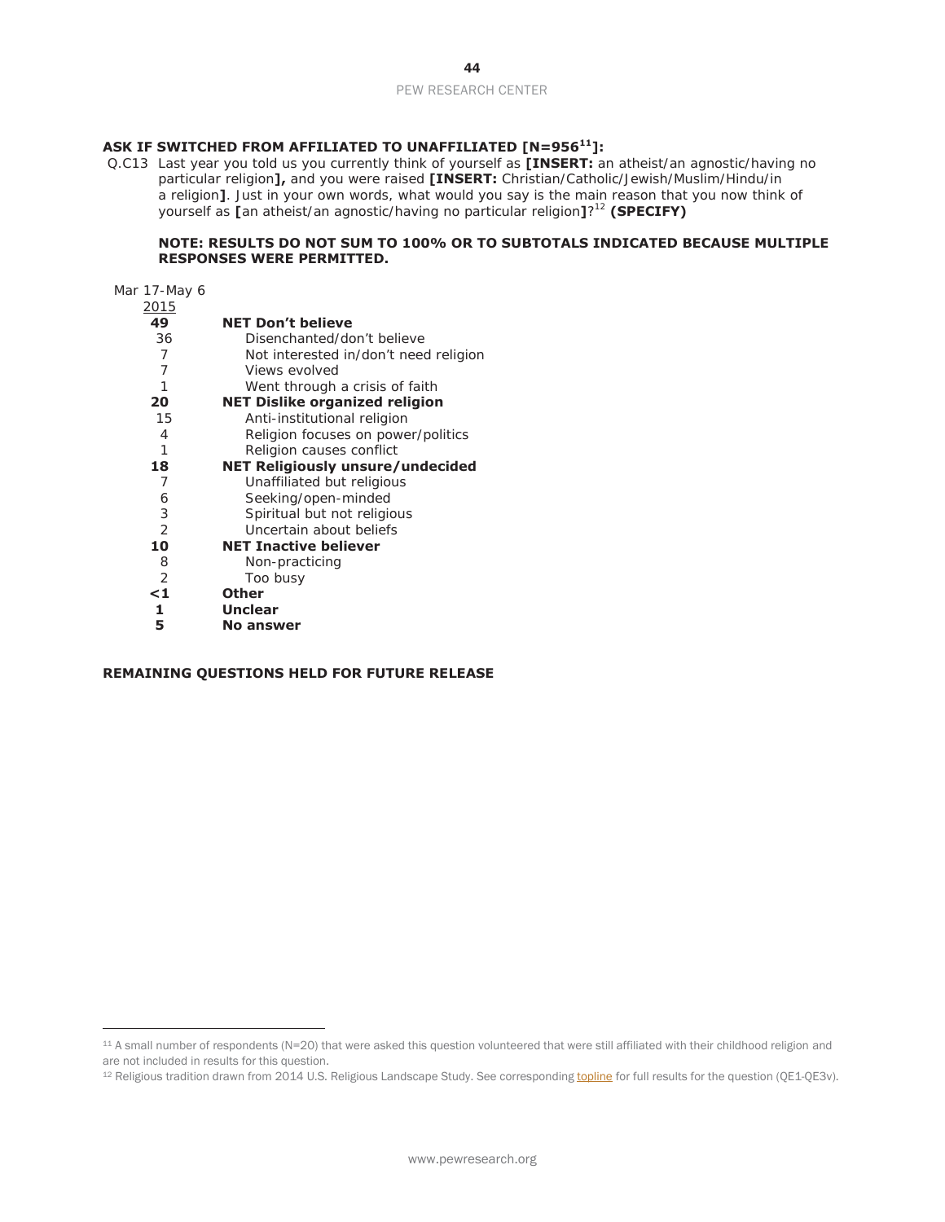**ASK IF SWITCHED FROM AFFILIATED TO UNAFFILIATED [N=956[11]]:**

Q.C13 Last year you told us you currently think of yourself as **[INSERT:** an atheist/an agnostic/having no particular religion**],** and you were raised **[INSERT:** Christian/Catholic/Jewish/Muslim/Hindu/in a religion**]**. Just in your own words, what would you say is the main reason that you now think of yourself as **[**an atheist/an agnostic/having no particular religion**]**?[12] **(SPECIFY)**

**NOTE: RESULTS DO NOT SUM TO 100% OR TO SUBTOTALS INDICATED BECAUSE MULTIPLE RESPONSES WERE PERMITTED.**

| Mar 17-May 6 2015 | |
|---|---|
| **49** | **NET Don't believe** |
| 36 | Disenchanted/don't believe |
| 7 | Not interested in/don't need religion |
| 7 | Views evolved |
| 1 | Went through a crisis of faith |
| **20** | **NET Dislike organized religion** |
| 15 | Anti-institutional religion |
| 4 | Religion focuses on power/politics |
| 1 | Religion causes conflict |
| **18** | **NET Religiously unsure/undecided** |
| 7 | Unaffiliated but religious |
| 6 | Seeking/open-minded |
| 3 | Spiritual but not religious |
| 2 | Uncertain about beliefs |
| **10** | **NET Inactive believer** |
| 8 | Non-practicing |
| 2 | Too busy |
| **<1** | **Other** |
| **1** | **Unclear** |
| **5** | **No answer** |

**REMAINING QUESTIONS HELD FOR FUTURE RELEASE**

[11] A small number of respondents (N=20) that were asked this question volunteered that were still affiliated with their childhood religion and are not included in results for this question.

[12] Religious tradition drawn from 2014 U.S. Religious Landscape Study. See corresponding topline for full results for the question (QE1-QE3v).